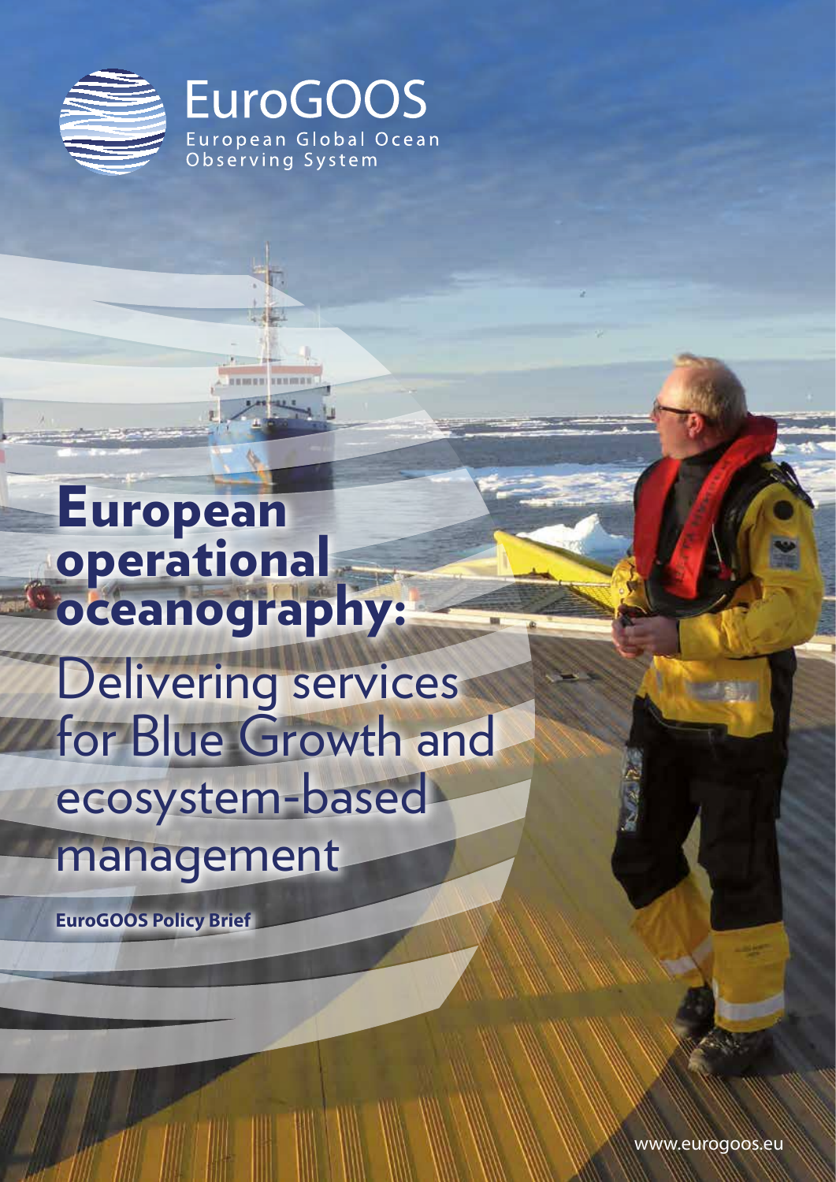EuroGOOS

European Global Ocean Observing System

# European operational oceanography:

## Delivering services for Blue Growth and ecosystem-based management

**EuroGOOS Policy Brief**

www.eurogoos.eu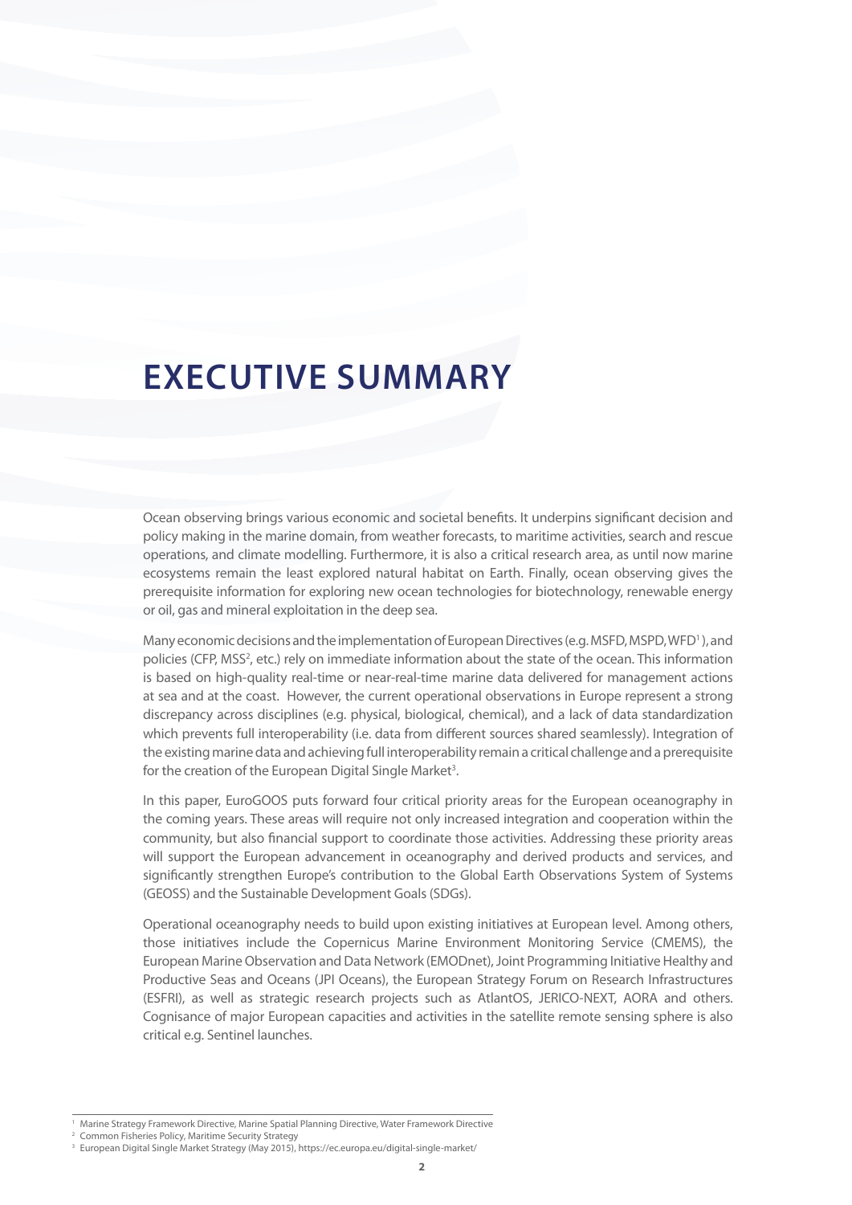# EXECUTIVE SUMMARY

Ocean observing brings various economic and societal benefits. It underpins significant decision and policy making in the marine domain, from weather forecasts, to maritime activities, search and rescue operations, and climate modelling. Furthermore, it is also a critical research area, as until now marine ecosystems remain the least explored natural habitat on Earth. Finally, ocean observing gives the prerequisite information for exploring new ocean technologies for biotechnology, renewable energy or oil, gas and mineral exploitation in the deep sea.

Many economic decisions and the implementation of European Directives (e.g. MSFD, MSPD, WFD[1]), and policies (CFP, MSS[2], etc.) rely on immediate information about the state of the ocean. This information is based on high-quality real-time or near-real-time marine data delivered for management actions at sea and at the coast. However, the current operational observations in Europe represent a strong discrepancy across disciplines (e.g. physical, biological, chemical), and a lack of data standardization which prevents full interoperability (i.e. data from different sources shared seamlessly). Integration of the existing marine data and achieving full interoperability remain a critical challenge and a prerequisite for the creation of the European Digital Single Market[3].

In this paper, EuroGOOS puts forward four critical priority areas for the European oceanography in the coming years. These areas will require not only increased integration and cooperation within the community, but also financial support to coordinate those activities. Addressing these priority areas will support the European advancement in oceanography and derived products and services, and significantly strengthen Europe's contribution to the Global Earth Observations System of Systems (GEOSS) and the Sustainable Development Goals (SDGs).

Operational oceanography needs to build upon existing initiatives at European level. Among others, those initiatives include the Copernicus Marine Environment Monitoring Service (CMEMS), the European Marine Observation and Data Network (EMODnet), Joint Programming Initiative Healthy and Productive Seas and Oceans (JPI Oceans), the European Strategy Forum on Research Infrastructures (ESFRI), as well as strategic research projects such as AtlantOS, JERICO-NEXT, AORA and others. Cognisance of major European capacities and activities in the satellite remote sensing sphere is also critical e.g. Sentinel launches.

---

[1] Marine Strategy Framework Directive, Marine Spatial Planning Directive, Water Framework Directive

[2] Common Fisheries Policy, Maritime Security Strategy

[3] European Digital Single Market Strategy (May 2015), https://ec.europa.eu/digital-single-market/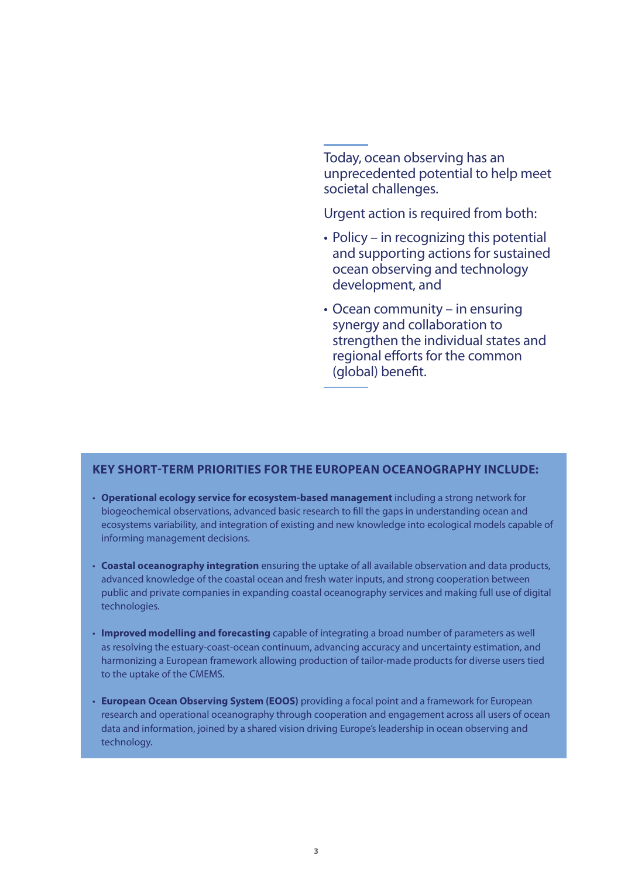Today, ocean observing has an unprecedented potential to help meet societal challenges.

Urgent action is required from both:

- Policy – in recognizing this potential and supporting actions for sustained ocean observing and technology development, and
- Ocean community – in ensuring synergy and collaboration to strengthen the individual states and regional efforts for the common (global) benefit.

### KEY SHORT-TERM PRIORITIES FOR THE EUROPEAN OCEANOGRAPHY INCLUDE:

- **Operational ecology service for ecosystem-based management** including a strong network for biogeochemical observations, advanced basic research to fill the gaps in understanding ocean and ecosystems variability, and integration of existing and new knowledge into ecological models capable of informing management decisions.

- **Coastal oceanography integration** ensuring the uptake of all available observation and data products, advanced knowledge of the coastal ocean and fresh water inputs, and strong cooperation between public and private companies in expanding coastal oceanography services and making full use of digital technologies.

- **Improved modelling and forecasting** capable of integrating a broad number of parameters as well as resolving the estuary-coast-ocean continuum, advancing accuracy and uncertainty estimation, and harmonizing a European framework allowing production of tailor-made products for diverse users tied to the uptake of the CMEMS.

- **European Ocean Observing System (EOOS)** providing a focal point and a framework for European research and operational oceanography through cooperation and engagement across all users of ocean data and information, joined by a shared vision driving Europe's leadership in ocean observing and technology.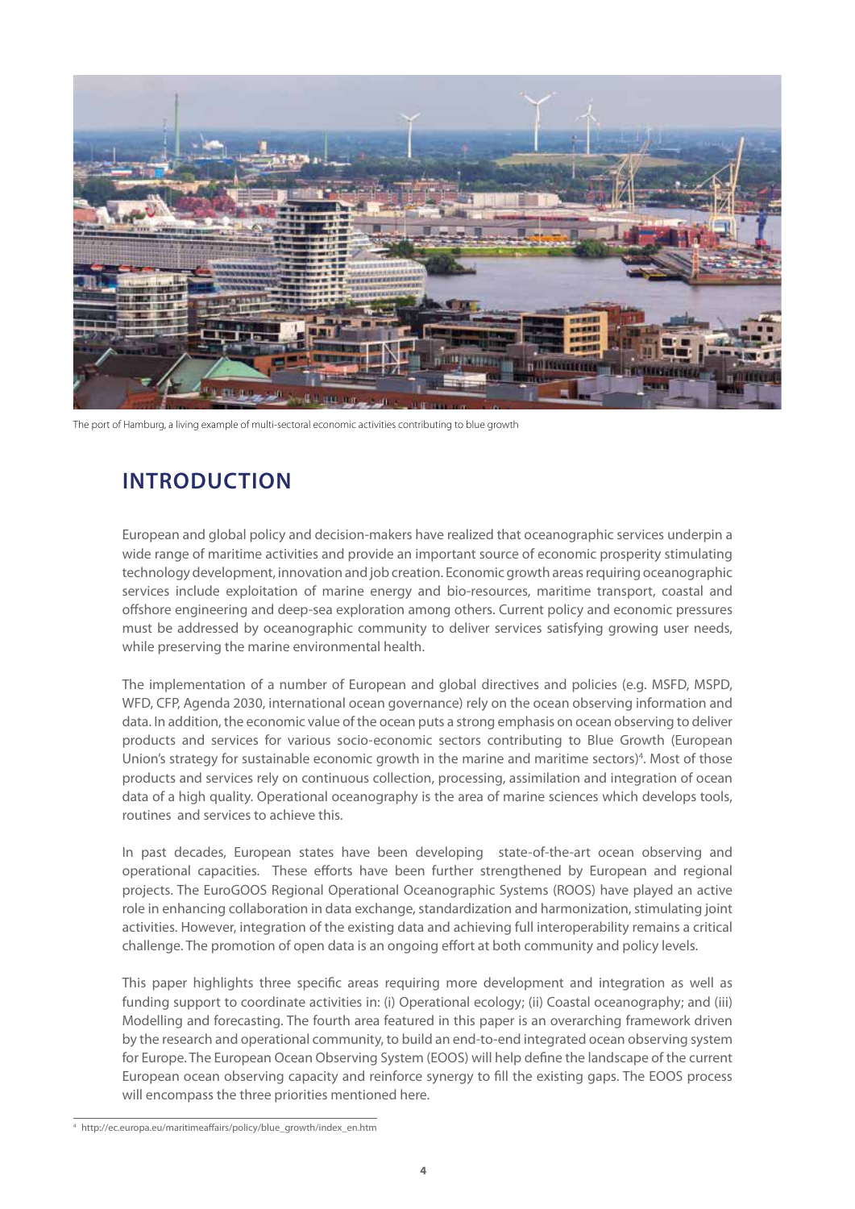The port of Hamburg, a living example of multi-sectoral economic activities contributing to blue growth

## INTRODUCTION

European and global policy and decision-makers have realized that oceanographic services underpin a wide range of maritime activities and provide an important source of economic prosperity stimulating technology development, innovation and job creation. Economic growth areas requiring oceanographic services include exploitation of marine energy and bio-resources, maritime transport, coastal and offshore engineering and deep-sea exploration among others. Current policy and economic pressures must be addressed by oceanographic community to deliver services satisfying growing user needs, while preserving the marine environmental health.

The implementation of a number of European and global directives and policies (e.g. MSFD, MSPD, WFD, CFP, Agenda 2030, international ocean governance) rely on the ocean observing information and data. In addition, the economic value of the ocean puts a strong emphasis on ocean observing to deliver products and services for various socio-economic sectors contributing to Blue Growth (European Union's strategy for sustainable economic growth in the marine and maritime sectors)[4]. Most of those products and services rely on continuous collection, processing, assimilation and integration of ocean data of a high quality. Operational oceanography is the area of marine sciences which develops tools, routines and services to achieve this.

In past decades, European states have been developing state-of-the-art ocean observing and operational capacities. These efforts have been further strengthened by European and regional projects. The EuroGOOS Regional Operational Oceanographic Systems (ROOS) have played an active role in enhancing collaboration in data exchange, standardization and harmonization, stimulating joint activities. However, integration of the existing data and achieving full interoperability remains a critical challenge. The promotion of open data is an ongoing effort at both community and policy levels.

This paper highlights three specific areas requiring more development and integration as well as funding support to coordinate activities in: (i) Operational ecology; (ii) Coastal oceanography; and (iii) Modelling and forecasting. The fourth area featured in this paper is an overarching framework driven by the research and operational community, to build an end-to-end integrated ocean observing system for Europe. The European Ocean Observing System (EOOS) will help define the landscape of the current European ocean observing capacity and reinforce synergy to fill the existing gaps. The EOOS process will encompass the three priorities mentioned here.

[4] http://ec.europa.eu/maritimeaffairs/policy/blue_growth/index_en.htm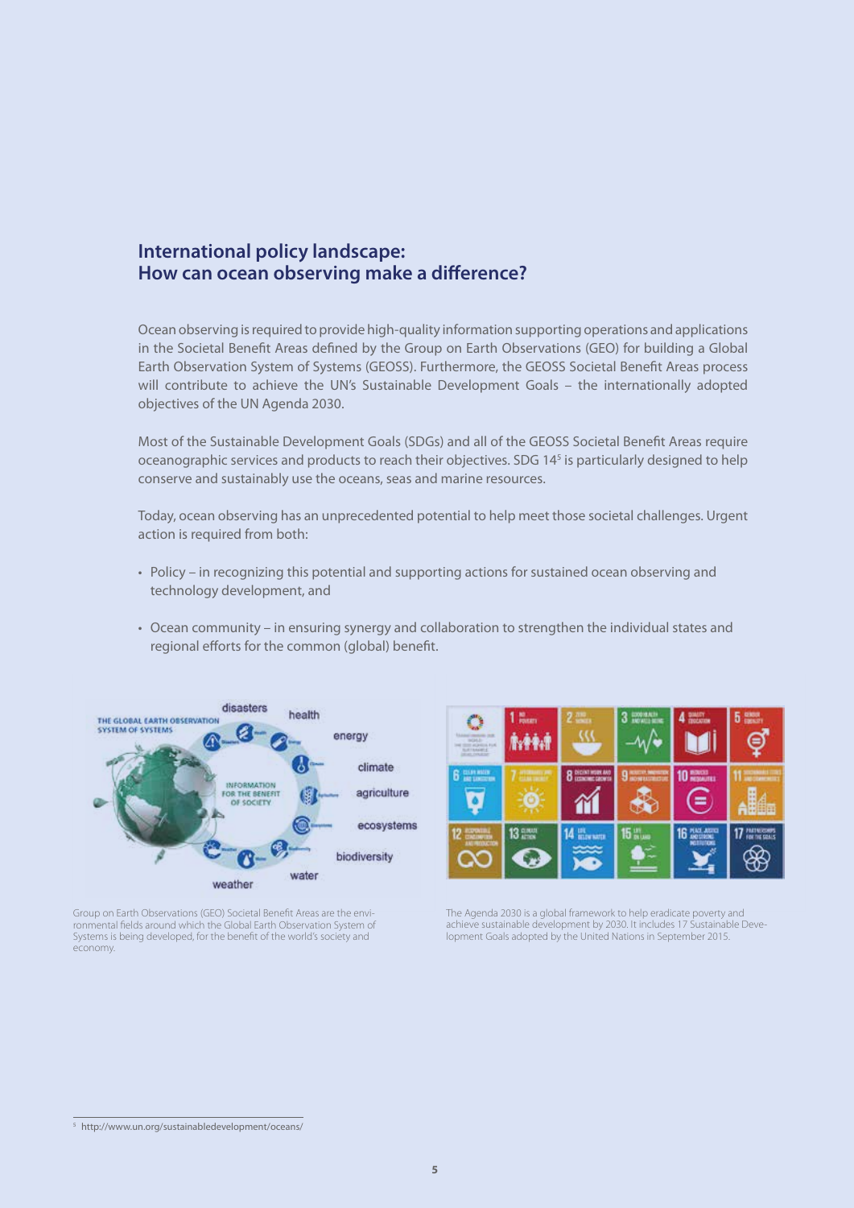## International policy landscape: How can ocean observing make a difference?

Ocean observing is required to provide high-quality information supporting operations and applications in the Societal Benefit Areas defined by the Group on Earth Observations (GEO) for building a Global Earth Observation System of Systems (GEOSS). Furthermore, the GEOSS Societal Benefit Areas process will contribute to achieve the UN's Sustainable Development Goals – the internationally adopted objectives of the UN Agenda 2030.

Most of the Sustainable Development Goals (SDGs) and all of the GEOSS Societal Benefit Areas require oceanographic services and products to reach their objectives. SDG 14[5] is particularly designed to help conserve and sustainably use the oceans, seas and marine resources.

Today, ocean observing has an unprecedented potential to help meet those societal challenges. Urgent action is required from both:

- Policy – in recognizing this potential and supporting actions for sustained ocean observing and technology development, and
- Ocean community – in ensuring synergy and collaboration to strengthen the individual states and regional efforts for the common (global) benefit.

Group on Earth Observations (GEO) Societal Benefit Areas are the environmental fields around which the Global Earth Observation System of Systems is being developed, for the benefit of the world's society and economy.

The Agenda 2030 is a global framework to help eradicate poverty and achieve sustainable development by 2030. It includes 17 Sustainable Development Goals adopted by the United Nations in September 2015.

[5] http://www.un.org/sustainabledevelopment/oceans/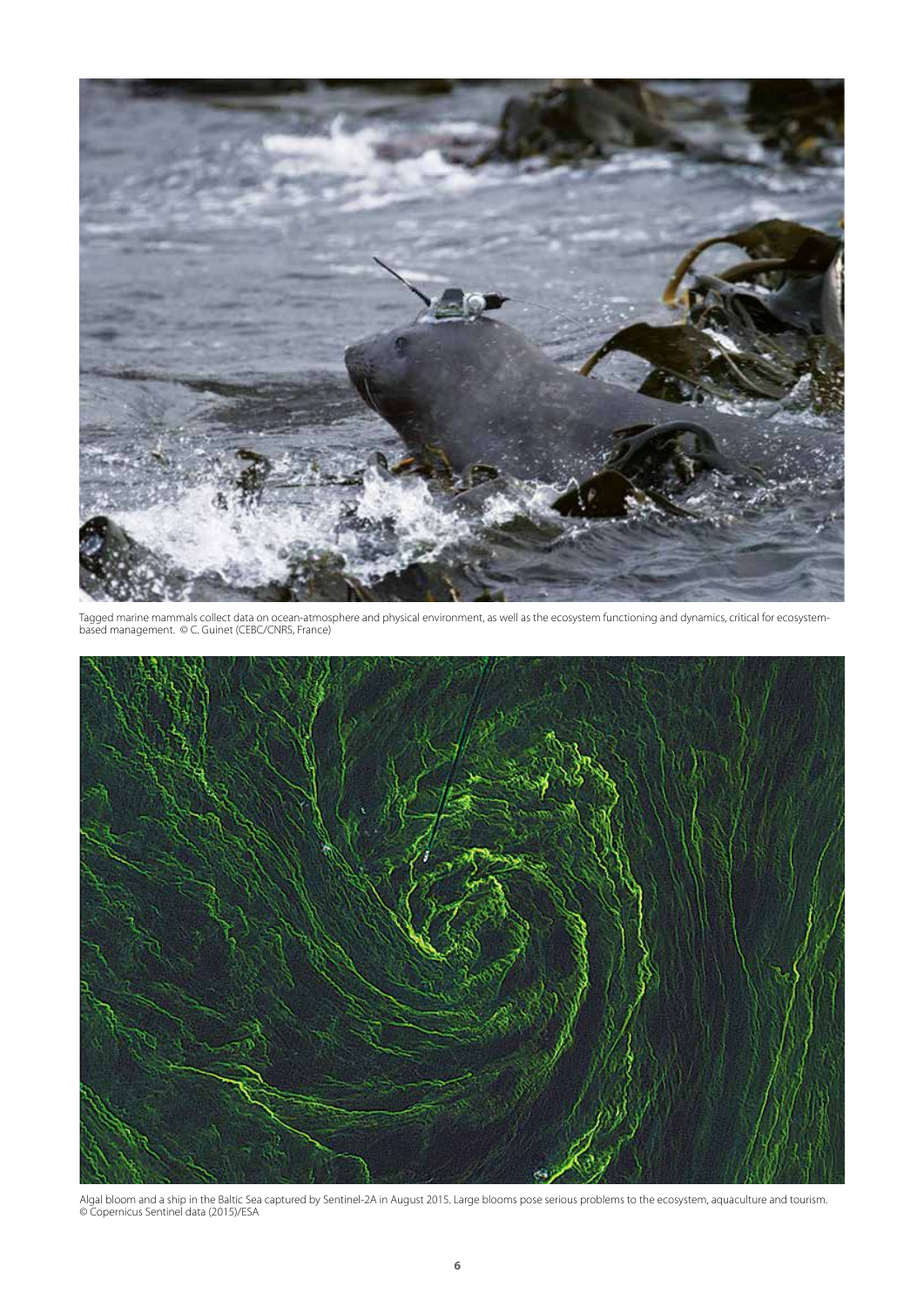Tagged marine mammals collect data on ocean-atmosphere and physical environment, as well as the ecosystem functioning and dynamics, critical for ecosystem-based management. © C. Guinet (CEBC/CNRS, France)

Algal bloom and a ship in the Baltic Sea captured by Sentinel-2A in August 2015. Large blooms pose serious problems to the ecosystem, aquaculture and tourism. © Copernicus Sentinel data (2015)/ESA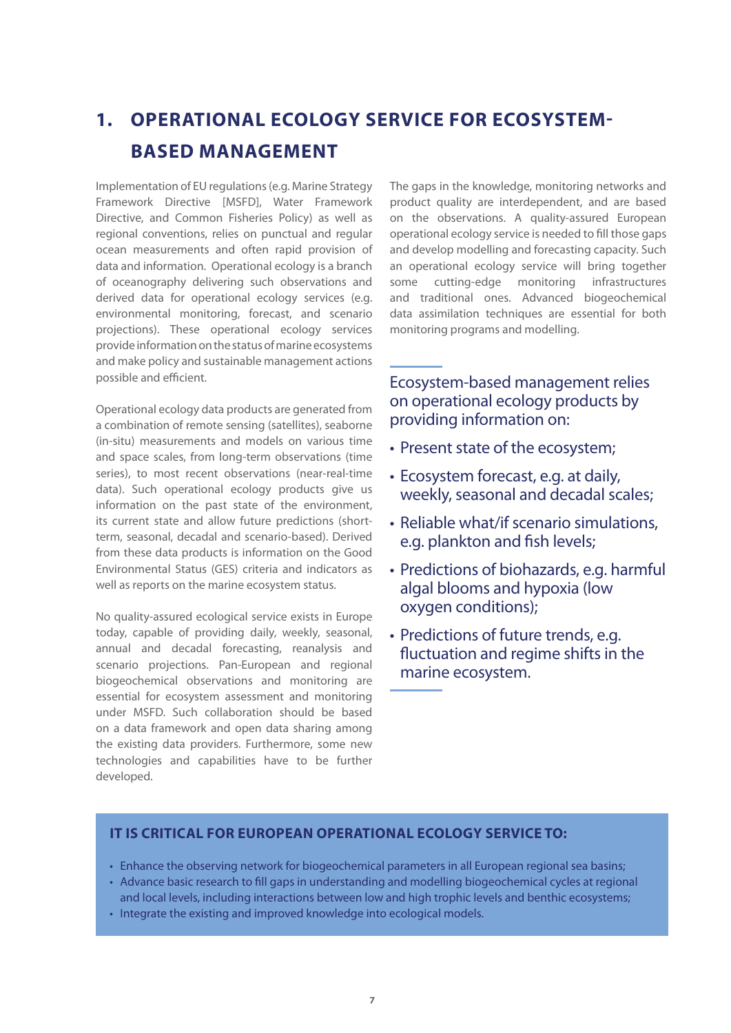# 1. OPERATIONAL ECOLOGY SERVICE FOR ECOSYSTEM-BASED MANAGEMENT

Implementation of EU regulations (e.g. Marine Strategy Framework Directive [MSFD], Water Framework Directive, and Common Fisheries Policy) as well as regional conventions, relies on punctual and regular ocean measurements and often rapid provision of data and information. Operational ecology is a branch of oceanography delivering such observations and derived data for operational ecology services (e.g. environmental monitoring, forecast, and scenario projections). These operational ecology services provide information on the status of marine ecosystems and make policy and sustainable management actions possible and efficient.

Operational ecology data products are generated from a combination of remote sensing (satellites), seaborne (in-situ) measurements and models on various time and space scales, from long-term observations (time series), to most recent observations (near-real-time data). Such operational ecology products give us information on the past state of the environment, its current state and allow future predictions (short-term, seasonal, decadal and scenario-based). Derived from these data products is information on the Good Environmental Status (GES) criteria and indicators as well as reports on the marine ecosystem status.

No quality-assured ecological service exists in Europe today, capable of providing daily, weekly, seasonal, annual and decadal forecasting, reanalysis and scenario projections. Pan-European and regional biogeochemical observations and monitoring are essential for ecosystem assessment and monitoring under MSFD. Such collaboration should be based on a data framework and open data sharing among the existing data providers. Furthermore, some new technologies and capabilities have to be further developed.

The gaps in the knowledge, monitoring networks and product quality are interdependent, and are based on the observations. A quality-assured European operational ecology service is needed to fill those gaps and develop modelling and forecasting capacity. Such an operational ecology service will bring together some cutting-edge monitoring infrastructures and traditional ones. Advanced biogeochemical data assimilation techniques are essential for both monitoring programs and modelling.

Ecosystem-based management relies on operational ecology products by providing information on:

- Present state of the ecosystem;
- Ecosystem forecast, e.g. at daily, weekly, seasonal and decadal scales;
- Reliable what/if scenario simulations, e.g. plankton and fish levels;
- Predictions of biohazards, e.g. harmful algal blooms and hypoxia (low oxygen conditions);
- Predictions of future trends, e.g. fluctuation and regime shifts in the marine ecosystem.

**IT IS CRITICAL FOR EUROPEAN OPERATIONAL ECOLOGY SERVICE TO:**

- Enhance the observing network for biogeochemical parameters in all European regional sea basins;
- Advance basic research to fill gaps in understanding and modelling biogeochemical cycles at regional and local levels, including interactions between low and high trophic levels and benthic ecosystems;
- Integrate the existing and improved knowledge into ecological models.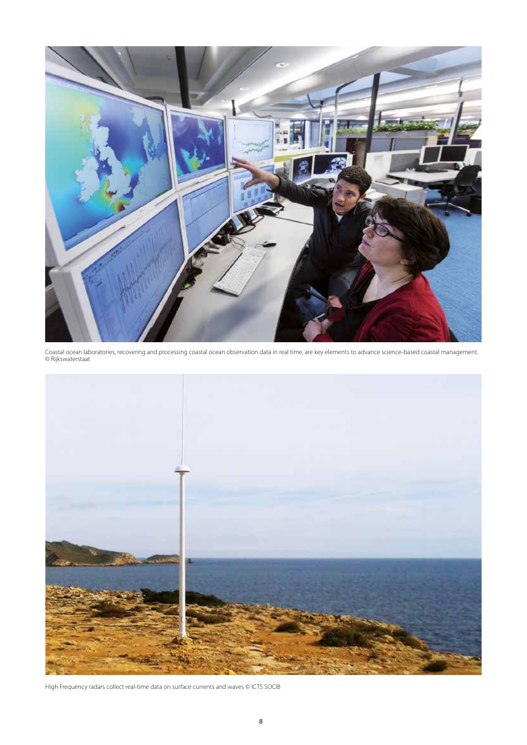Coastal ocean laboratories, recovering and processing coastal ocean observation data in real time, are key elements to advance science-based coastal management. © Rijkswaterstaat

High Frequency radars collect real-time data on surface currents and waves © ICTS SOCIB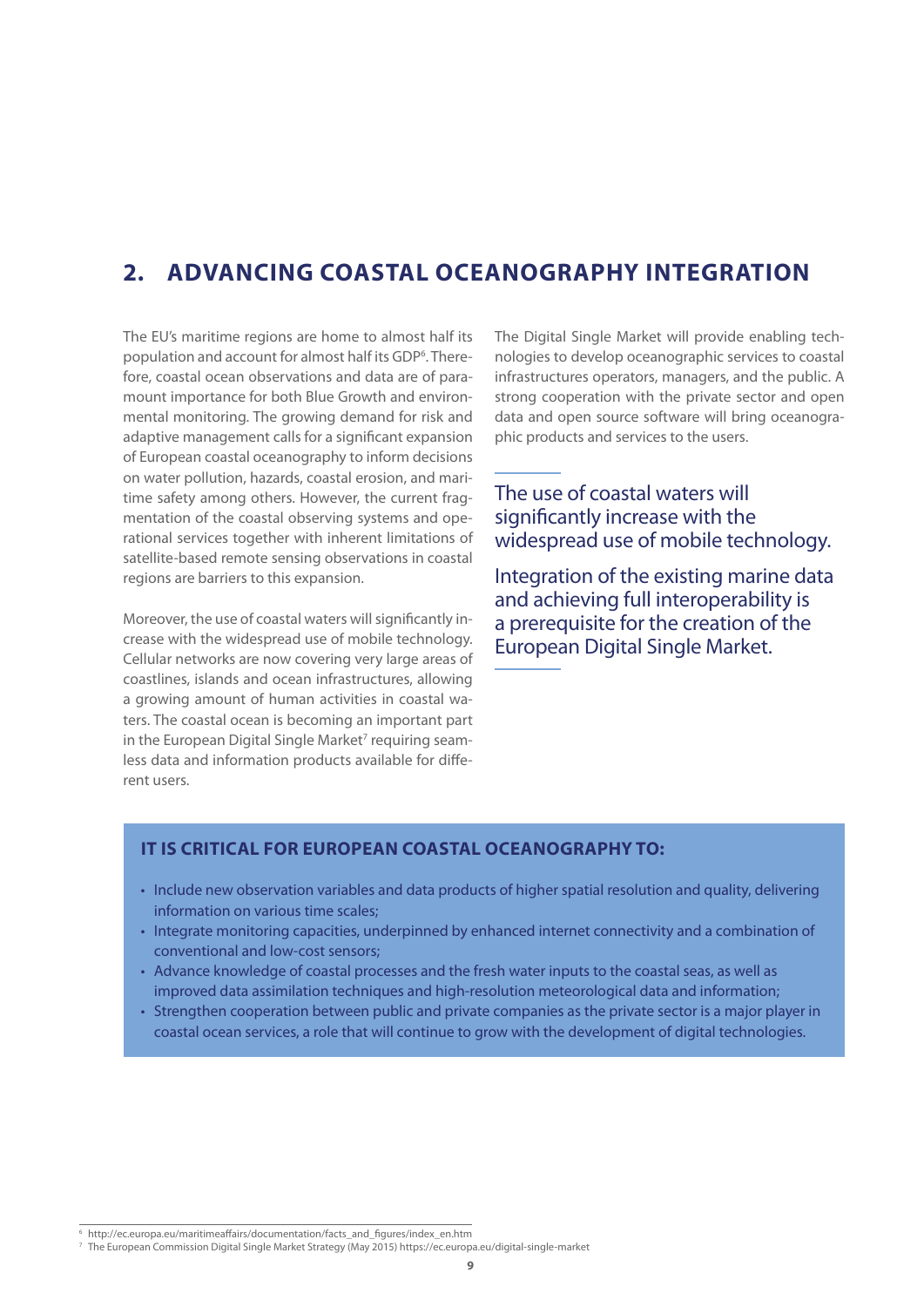## 2. ADVANCING COASTAL OCEANOGRAPHY INTEGRATION

The EU's maritime regions are home to almost half its population and account for almost half its GDP[6]. Therefore, coastal ocean observations and data are of paramount importance for both Blue Growth and environmental monitoring. The growing demand for risk and adaptive management calls for a significant expansion of European coastal oceanography to inform decisions on water pollution, hazards, coastal erosion, and maritime safety among others. However, the current fragmentation of the coastal observing systems and operational services together with inherent limitations of satellite-based remote sensing observations in coastal regions are barriers to this expansion.

Moreover, the use of coastal waters will significantly increase with the widespread use of mobile technology. Cellular networks are now covering very large areas of coastlines, islands and ocean infrastructures, allowing a growing amount of human activities in coastal waters. The coastal ocean is becoming an important part in the European Digital Single Market[7] requiring seamless data and information products available for different users.

The Digital Single Market will provide enabling technologies to develop oceanographic services to coastal infrastructures operators, managers, and the public. A strong cooperation with the private sector and open data and open source software will bring oceanographic products and services to the users.

> The use of coastal waters will significantly increase with the widespread use of mobile technology.
>
> Integration of the existing marine data and achieving full interoperability is a prerequisite for the creation of the European Digital Single Market.

### IT IS CRITICAL FOR EUROPEAN COASTAL OCEANOGRAPHY TO:

- Include new observation variables and data products of higher spatial resolution and quality, delivering information on various time scales;
- Integrate monitoring capacities, underpinned by enhanced internet connectivity and a combination of conventional and low-cost sensors;
- Advance knowledge of coastal processes and the fresh water inputs to the coastal seas, as well as improved data assimilation techniques and high-resolution meteorological data and information;
- Strengthen cooperation between public and private companies as the private sector is a major player in coastal ocean services, a role that will continue to grow with the development of digital technologies.

---

[6] http://ec.europa.eu/maritimeaffairs/documentation/facts_and_figures/index_en.htm

[7] The European Commission Digital Single Market Strategy (May 2015) https://ec.europa.eu/digital-single-market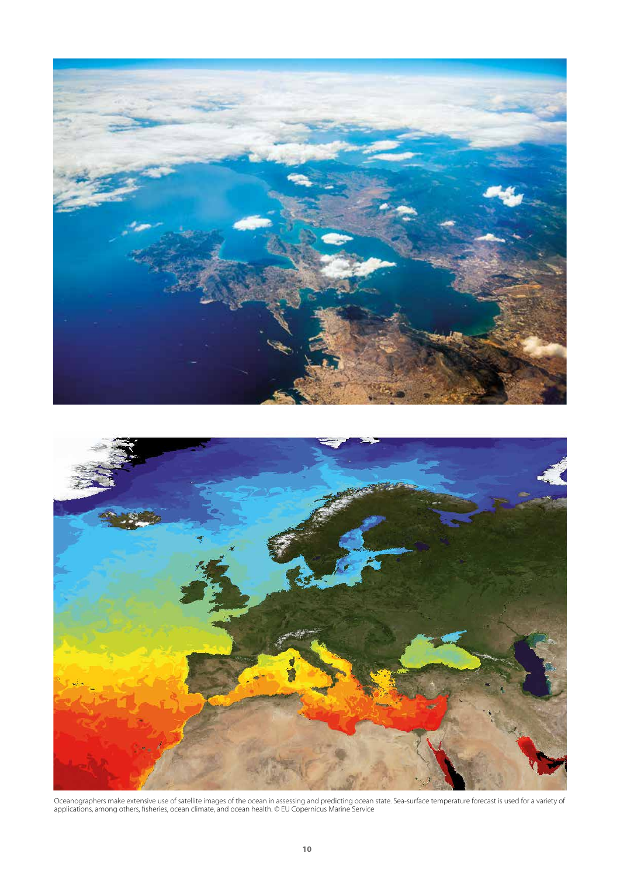Oceanographers make extensive use of satellite images of the ocean in assessing and predicting ocean state. Sea-surface temperature forecast is used for a variety of applications, among others, fisheries, ocean climate, and ocean health. © EU Copernicus Marine Service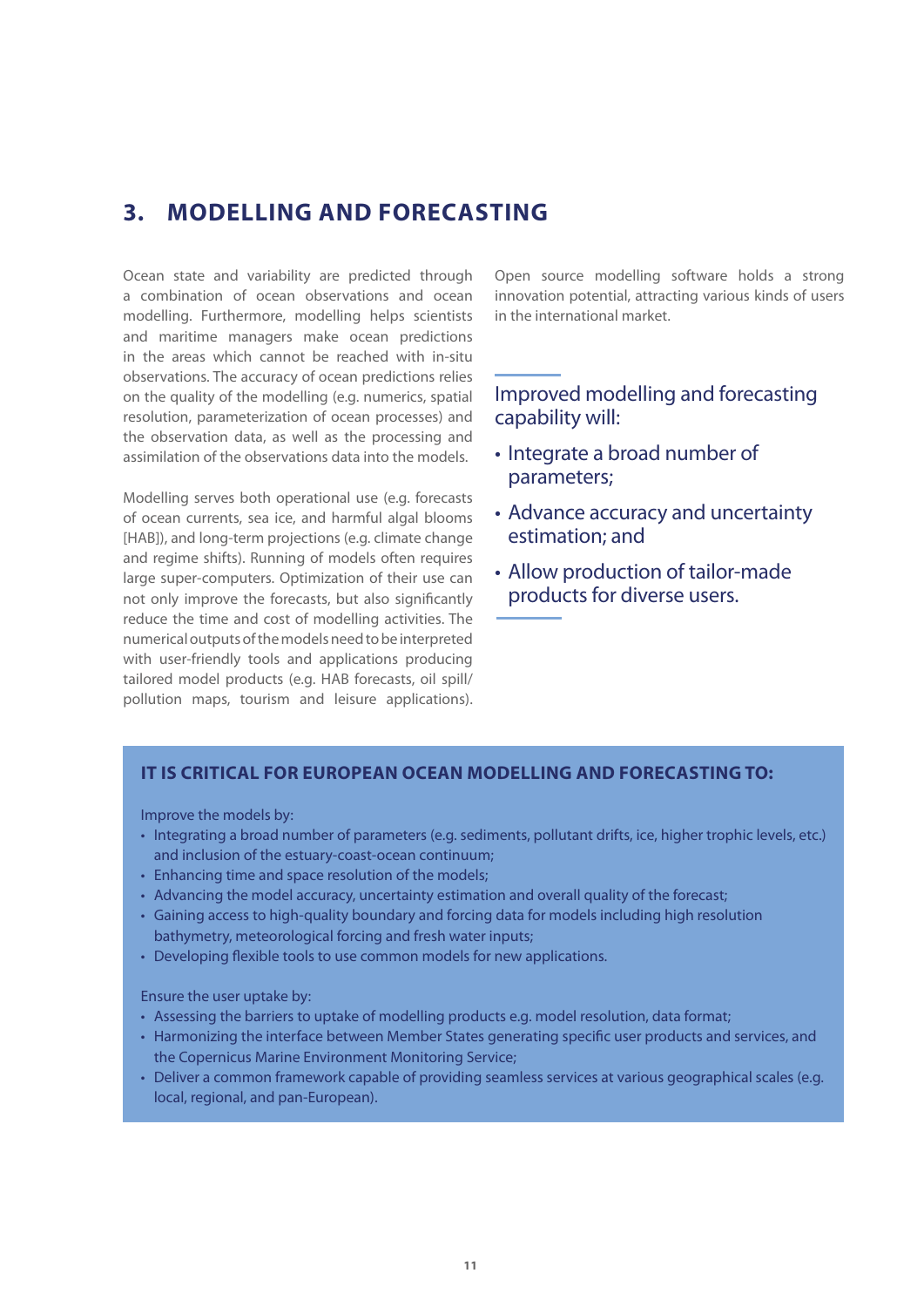# 3. MODELLING AND FORECASTING

Ocean state and variability are predicted through a combination of ocean observations and ocean modelling. Furthermore, modelling helps scientists and maritime managers make ocean predictions in the areas which cannot be reached with in-situ observations. The accuracy of ocean predictions relies on the quality of the modelling (e.g. numerics, spatial resolution, parameterization of ocean processes) and the observation data, as well as the processing and assimilation of the observations data into the models.

Modelling serves both operational use (e.g. forecasts of ocean currents, sea ice, and harmful algal blooms [HAB]), and long-term projections (e.g. climate change and regime shifts). Running of models often requires large super-computers. Optimization of their use can not only improve the forecasts, but also significantly reduce the time and cost of modelling activities. The numerical outputs of the models need to be interpreted with user-friendly tools and applications producing tailored model products (e.g. HAB forecasts, oil spill/pollution maps, tourism and leisure applications). Open source modelling software holds a strong innovation potential, attracting various kinds of users in the international market.

Improved modelling and forecasting capability will:

- Integrate a broad number of parameters;
- Advance accuracy and uncertainty estimation; and
- Allow production of tailor-made products for diverse users.

**IT IS CRITICAL FOR EUROPEAN OCEAN MODELLING AND FORECASTING TO:**

Improve the models by:

- Integrating a broad number of parameters (e.g. sediments, pollutant drifts, ice, higher trophic levels, etc.) and inclusion of the estuary-coast-ocean continuum;
- Enhancing time and space resolution of the models;
- Advancing the model accuracy, uncertainty estimation and overall quality of the forecast;
- Gaining access to high-quality boundary and forcing data for models including high resolution bathymetry, meteorological forcing and fresh water inputs;
- Developing flexible tools to use common models for new applications.

Ensure the user uptake by:

- Assessing the barriers to uptake of modelling products e.g. model resolution, data format;
- Harmonizing the interface between Member States generating specific user products and services, and the Copernicus Marine Environment Monitoring Service;
- Deliver a common framework capable of providing seamless services at various geographical scales (e.g. local, regional, and pan-European).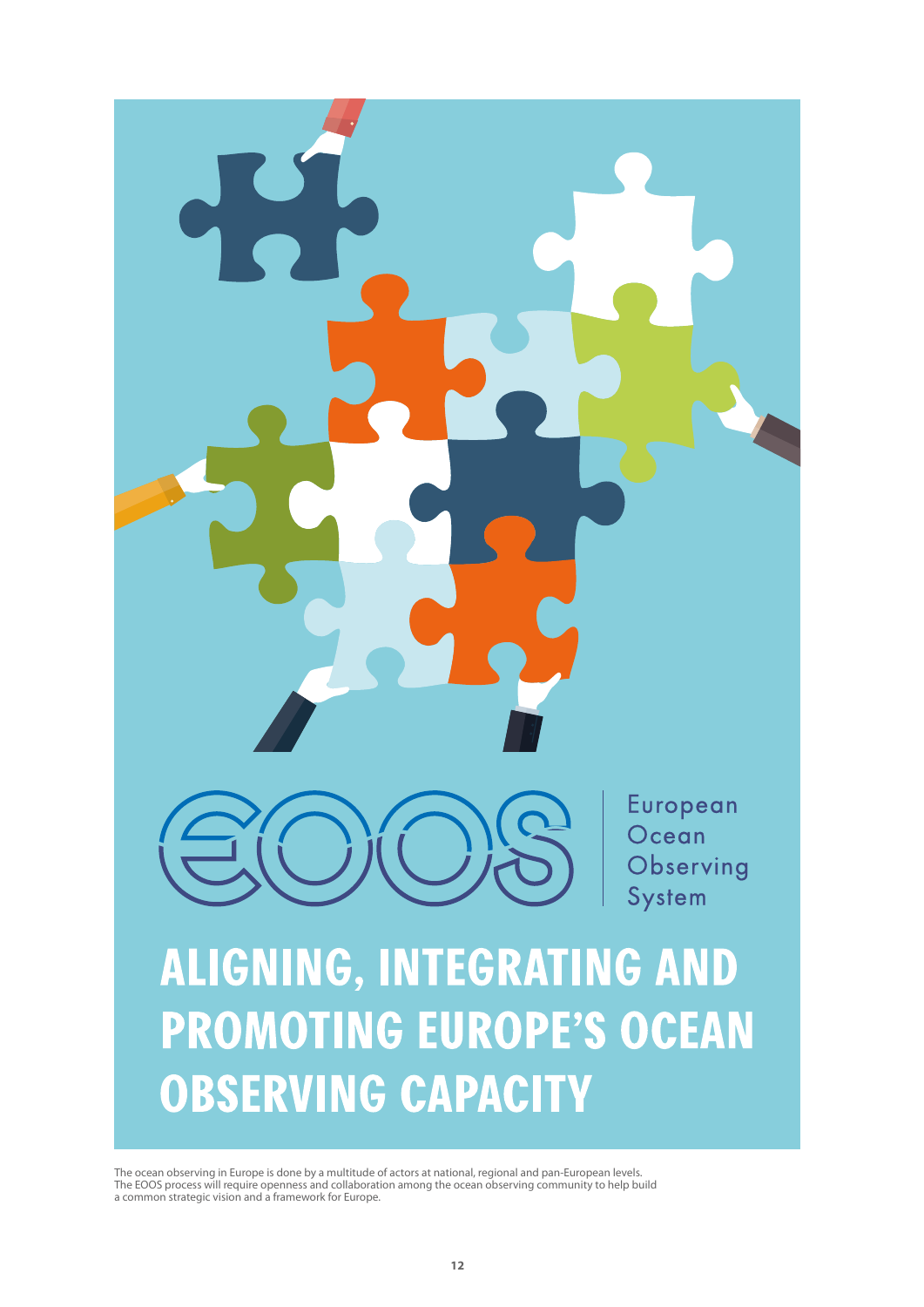EOOS | European Ocean Observing System

# ALIGNING, INTEGRATING AND PROMOTING EUROPE'S OCEAN OBSERVING CAPACITY

The ocean observing in Europe is done by a multitude of actors at national, regional and pan-European levels. The EOOS process will require openness and collaboration among the ocean observing community to help build a common strategic vision and a framework for Europe.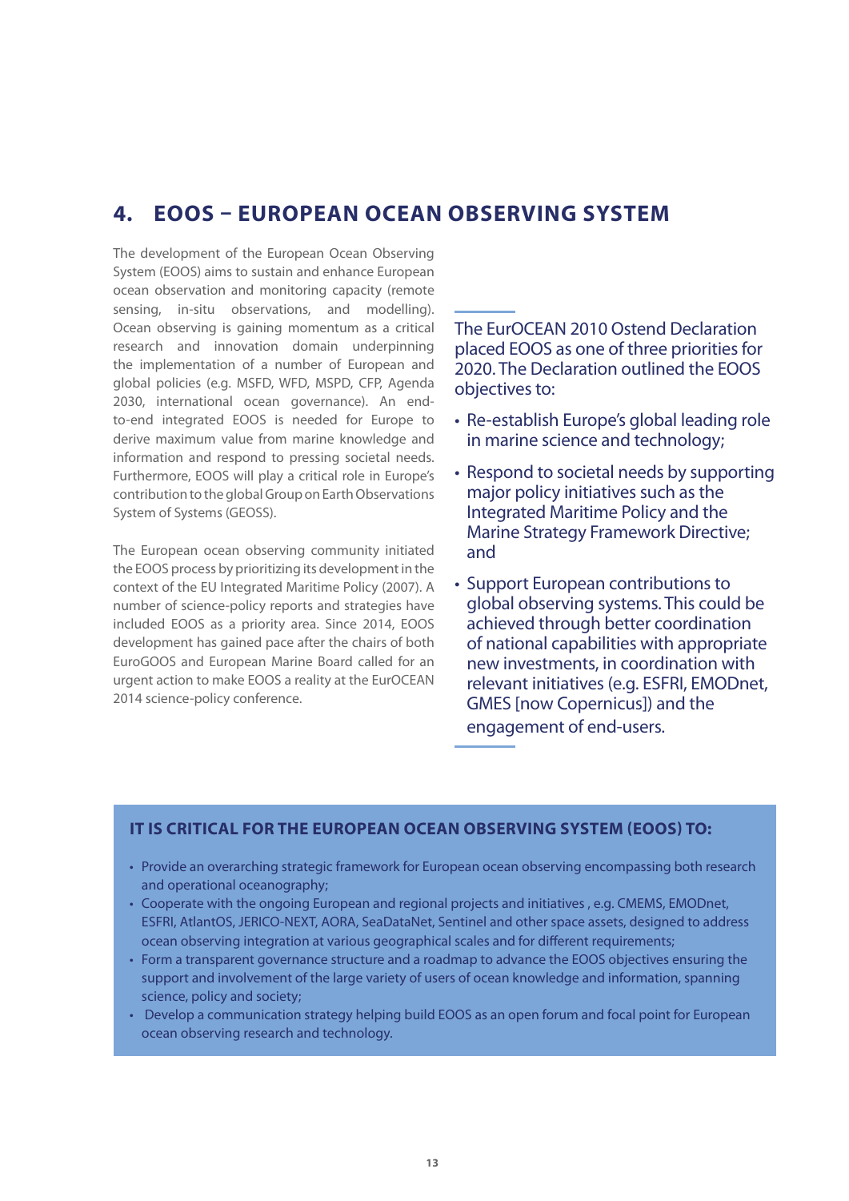# 4. EOOS – EUROPEAN OCEAN OBSERVING SYSTEM

The development of the European Ocean Observing System (EOOS) aims to sustain and enhance European ocean observation and monitoring capacity (remote sensing, in-situ observations, and modelling). Ocean observing is gaining momentum as a critical research and innovation domain underpinning the implementation of a number of European and global policies (e.g. MSFD, WFD, MSPD, CFP, Agenda 2030, international ocean governance). An end-to-end integrated EOOS is needed for Europe to derive maximum value from marine knowledge and information and respond to pressing societal needs. Furthermore, EOOS will play a critical role in Europe's contribution to the global Group on Earth Observations System of Systems (GEOSS).

The European ocean observing community initiated the EOOS process by prioritizing its development in the context of the EU Integrated Maritime Policy (2007). A number of science-policy reports and strategies have included EOOS as a priority area. Since 2014, EOOS development has gained pace after the chairs of both EuroGOOS and European Marine Board called for an urgent action to make EOOS a reality at the EurOCEAN 2014 science-policy conference.

The EurOCEAN 2010 Ostend Declaration placed EOOS as one of three priorities for 2020. The Declaration outlined the EOOS objectives to:

- Re-establish Europe's global leading role in marine science and technology;
- Respond to societal needs by supporting major policy initiatives such as the Integrated Maritime Policy and the Marine Strategy Framework Directive; and
- Support European contributions to global observing systems. This could be achieved through better coordination of national capabilities with appropriate new investments, in coordination with relevant initiatives (e.g. ESFRI, EMODnet, GMES [now Copernicus]) and the engagement of end-users.

**IT IS CRITICAL FOR THE EUROPEAN OCEAN OBSERVING SYSTEM (EOOS) TO:**

- Provide an overarching strategic framework for European ocean observing encompassing both research and operational oceanography;
- Cooperate with the ongoing European and regional projects and initiatives , e.g. CMEMS, EMODnet, ESFRI, AtlantOS, JERICO-NEXT, AORA, SeaDataNet, Sentinel and other space assets, designed to address ocean observing integration at various geographical scales and for different requirements;
- Form a transparent governance structure and a roadmap to advance the EOOS objectives ensuring the support and involvement of the large variety of users of ocean knowledge and information, spanning science, policy and society;
- Develop a communication strategy helping build EOOS as an open forum and focal point for European ocean observing research and technology.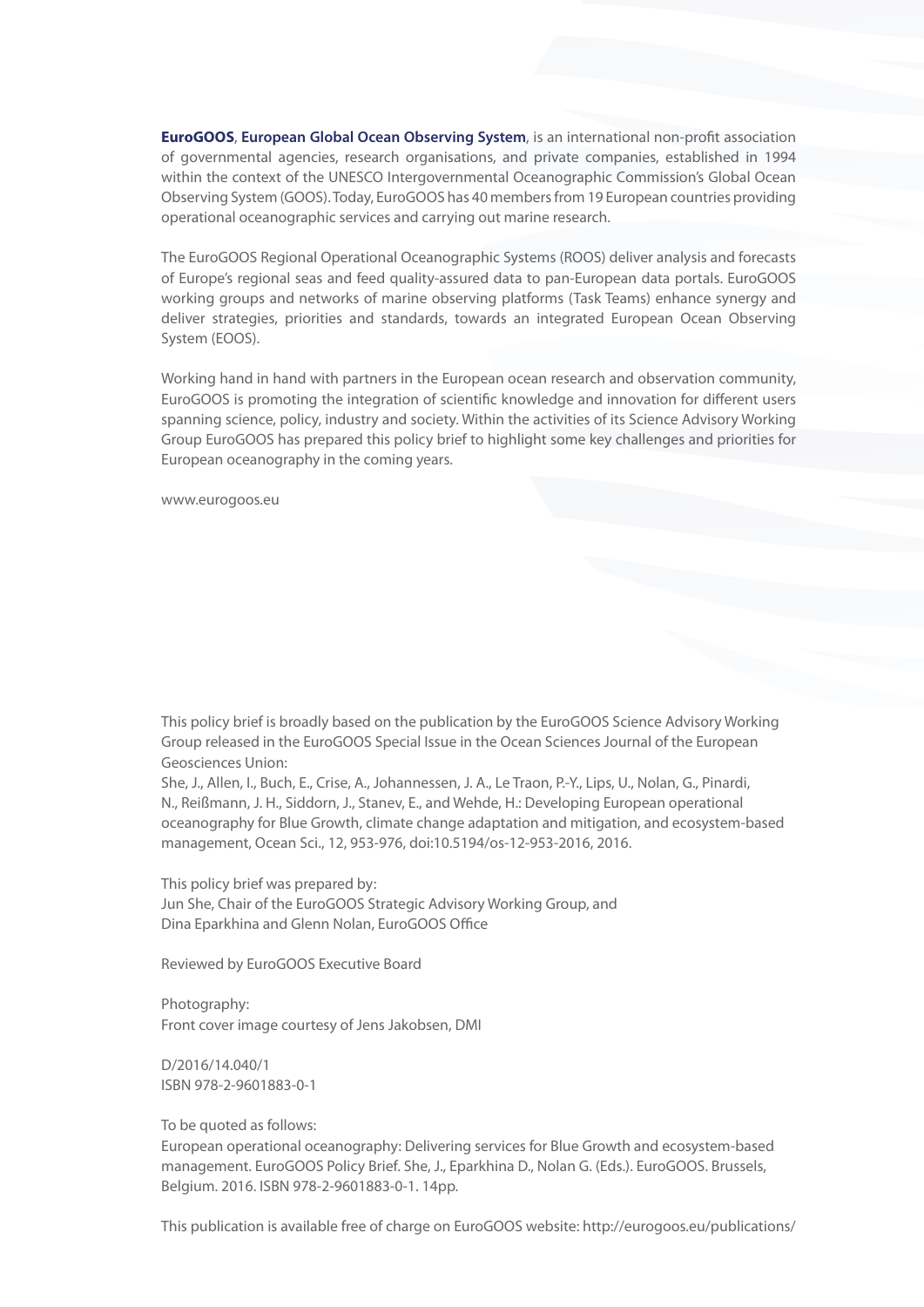**EuroGOOS**, **European Global Ocean Observing System**, is an international non-profit association of governmental agencies, research organisations, and private companies, established in 1994 within the context of the UNESCO Intergovernmental Oceanographic Commission's Global Ocean Observing System (GOOS). Today, EuroGOOS has 40 members from 19 European countries providing operational oceanographic services and carrying out marine research.

The EuroGOOS Regional Operational Oceanographic Systems (ROOS) deliver analysis and forecasts of Europe's regional seas and feed quality-assured data to pan-European data portals. EuroGOOS working groups and networks of marine observing platforms (Task Teams) enhance synergy and deliver strategies, priorities and standards, towards an integrated European Ocean Observing System (EOOS).

Working hand in hand with partners in the European ocean research and observation community, EuroGOOS is promoting the integration of scientific knowledge and innovation for different users spanning science, policy, industry and society. Within the activities of its Science Advisory Working Group EuroGOOS has prepared this policy brief to highlight some key challenges and priorities for European oceanography in the coming years.

www.eurogoos.eu

This policy brief is broadly based on the publication by the EuroGOOS Science Advisory Working Group released in the EuroGOOS Special Issue in the Ocean Sciences Journal of the European Geosciences Union:
She, J., Allen, I., Buch, E., Crise, A., Johannessen, J. A., Le Traon, P.-Y., Lips, U., Nolan, G., Pinardi, N., Reißmann, J. H., Siddorn, J., Stanev, E., and Wehde, H.: Developing European operational oceanography for Blue Growth, climate change adaptation and mitigation, and ecosystem-based management, Ocean Sci., 12, 953-976, doi:10.5194/os-12-953-2016, 2016.

This policy brief was prepared by:
Jun She, Chair of the EuroGOOS Strategic Advisory Working Group, and
Dina Eparkhina and Glenn Nolan, EuroGOOS Office

Reviewed by EuroGOOS Executive Board

Photography:
Front cover image courtesy of Jens Jakobsen, DMI

D/2016/14.040/1
ISBN 978-2-9601883-0-1

To be quoted as follows:
European operational oceanography: Delivering services for Blue Growth and ecosystem-based management. EuroGOOS Policy Brief. She, J., Eparkhina D., Nolan G. (Eds.). EuroGOOS. Brussels, Belgium. 2016. ISBN 978-2-9601883-0-1. 14pp.

This publication is available free of charge on EuroGOOS website: http://eurogoos.eu/publications/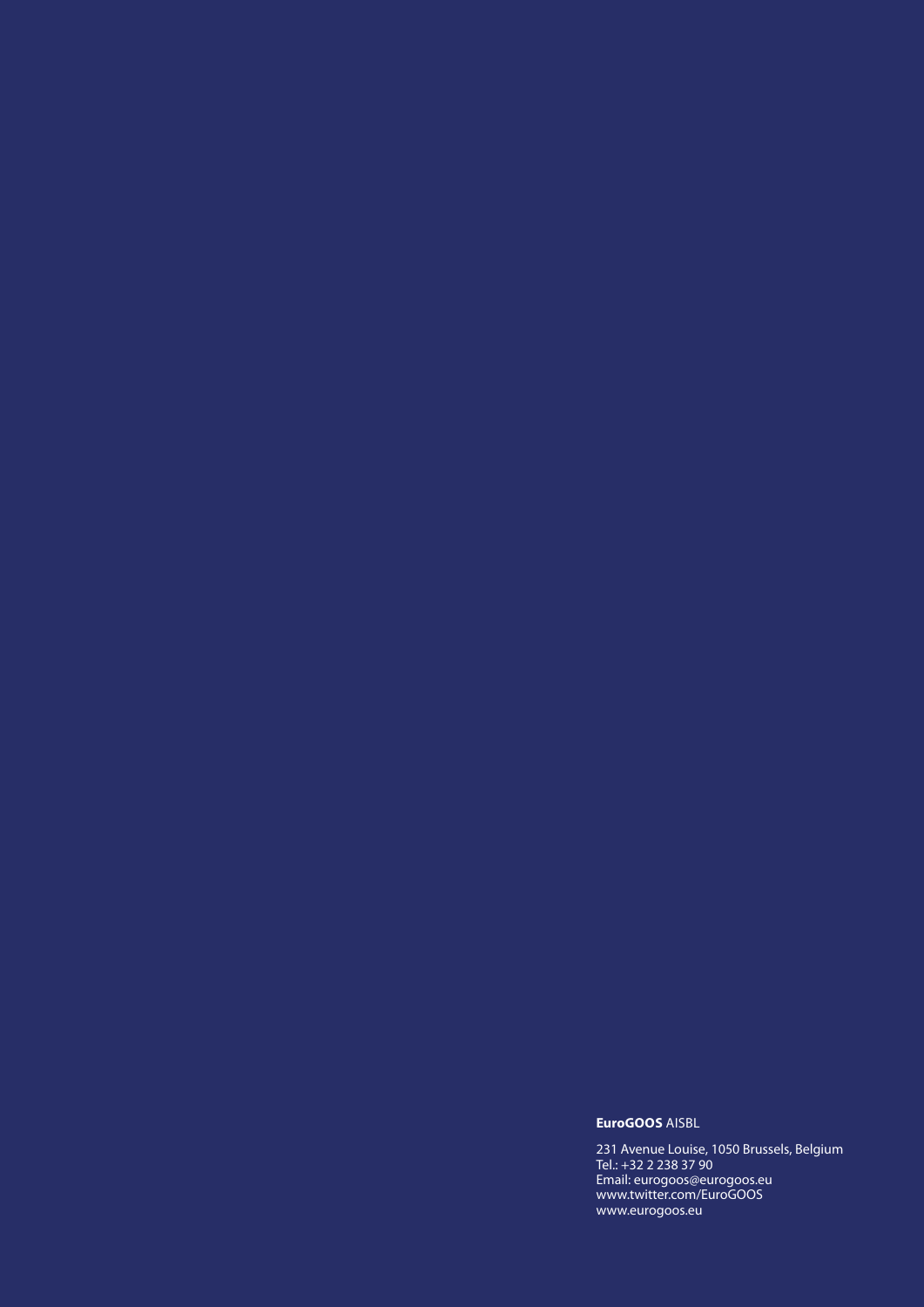**EuroGOOS** AISBL

231 Avenue Louise, 1050 Brussels, Belgium
Tel.: +32 2 238 37 90
Email: eurogoos@eurogoos.eu
www.twitter.com/EuroGOOS
www.eurogoos.eu